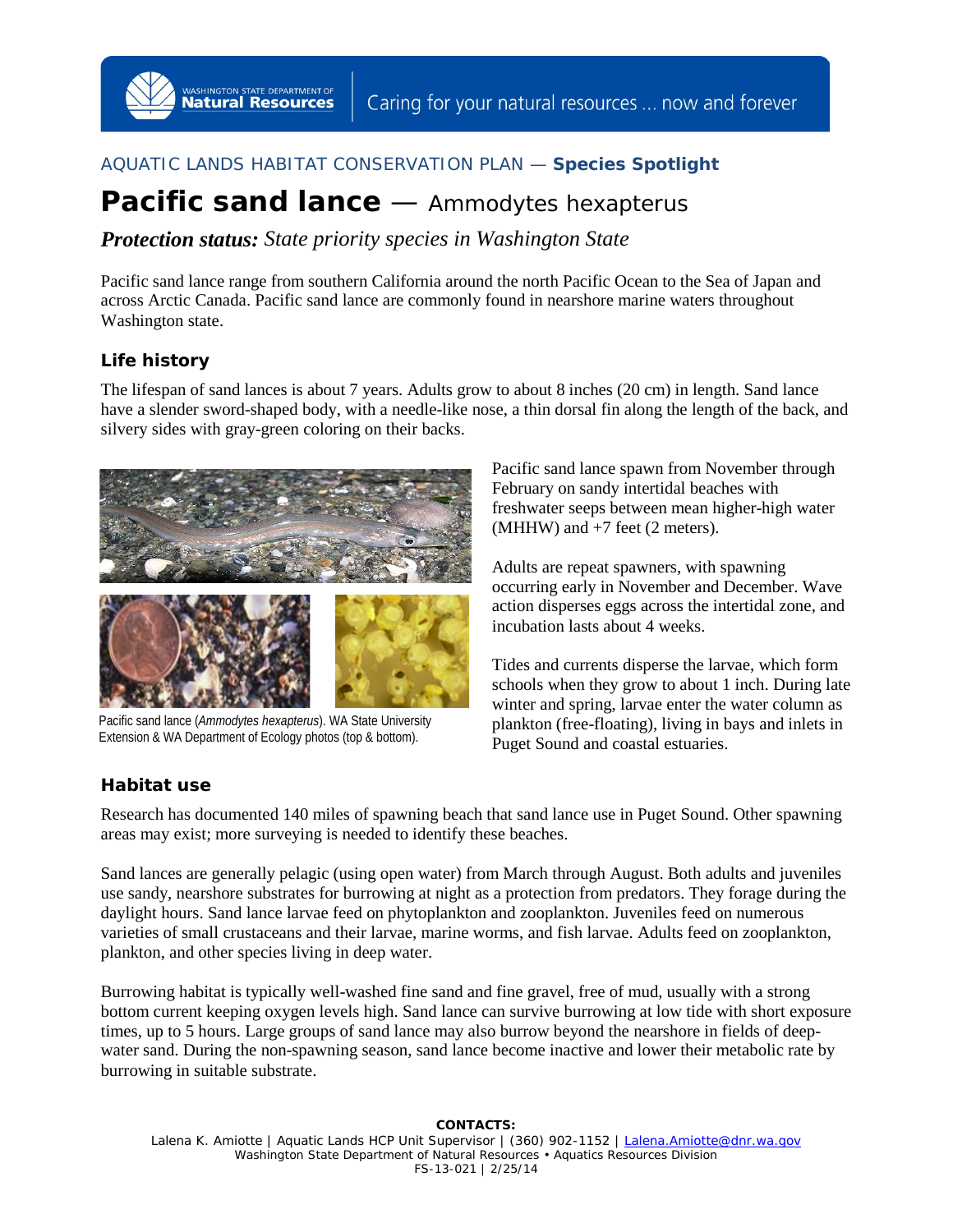WASHINGTON STATE DEPARTMENT OF **Natural Resources** | Caring for your natural resources … now and forever

AQUATIC LANDS HABITAT CONSERVATION PLAN — **Species Spotlight**

# Pacific sand lance — Ammodytes hexapterus

***Protection status:*** *State priority species in Washington State*

Pacific sand lance range from southern California around the north Pacific Ocean to the Sea of Japan and across Arctic Canada. Pacific sand lance are commonly found in nearshore marine waters throughout Washington state.

## Life history

The lifespan of sand lances is about 7 years. Adults grow to about 8 inches (20 cm) in length. Sand lance have a slender sword-shaped body, with a needle-like nose, a thin dorsal fin along the length of the back, and silvery sides with gray-green coloring on their backs.

Pacific sand lance (*Ammodytes hexapterus*). WA State University Extension & WA Department of Ecology photos (top & bottom).

Pacific sand lance spawn from November through February on sandy intertidal beaches with freshwater seeps between mean higher-high water (MHHW) and +7 feet (2 meters).

Adults are repeat spawners, with spawning occurring early in November and December. Wave action disperses eggs across the intertidal zone, and incubation lasts about 4 weeks.

Tides and currents disperse the larvae, which form schools when they grow to about 1 inch. During late winter and spring, larvae enter the water column as plankton (free-floating), living in bays and inlets in Puget Sound and coastal estuaries.

## Habitat use

Research has documented 140 miles of spawning beach that sand lance use in Puget Sound. Other spawning areas may exist; more surveying is needed to identify these beaches.

Sand lances are generally pelagic (using open water) from March through August. Both adults and juveniles use sandy, nearshore substrates for burrowing at night as a protection from predators. They forage during the daylight hours. Sand lance larvae feed on phytoplankton and zooplankton. Juveniles feed on numerous varieties of small crustaceans and their larvae, marine worms, and fish larvae. Adults feed on zooplankton, plankton, and other species living in deep water.

Burrowing habitat is typically well-washed fine sand and fine gravel, free of mud, usually with a strong bottom current keeping oxygen levels high. Sand lance can survive burrowing at low tide with short exposure times, up to 5 hours. Large groups of sand lance may also burrow beyond the nearshore in fields of deep-water sand. During the non-spawning season, sand lance become inactive and lower their metabolic rate by burrowing in suitable substrate.

**CONTACTS:**
Lalena K. Amiotte | Aquatic Lands HCP Unit Supervisor | (360) 902-1152 | Lalena.Amiotte@dnr.wa.gov
Washington State Department of Natural Resources • Aquatics Resources Division
FS-13-021 | 2/25/14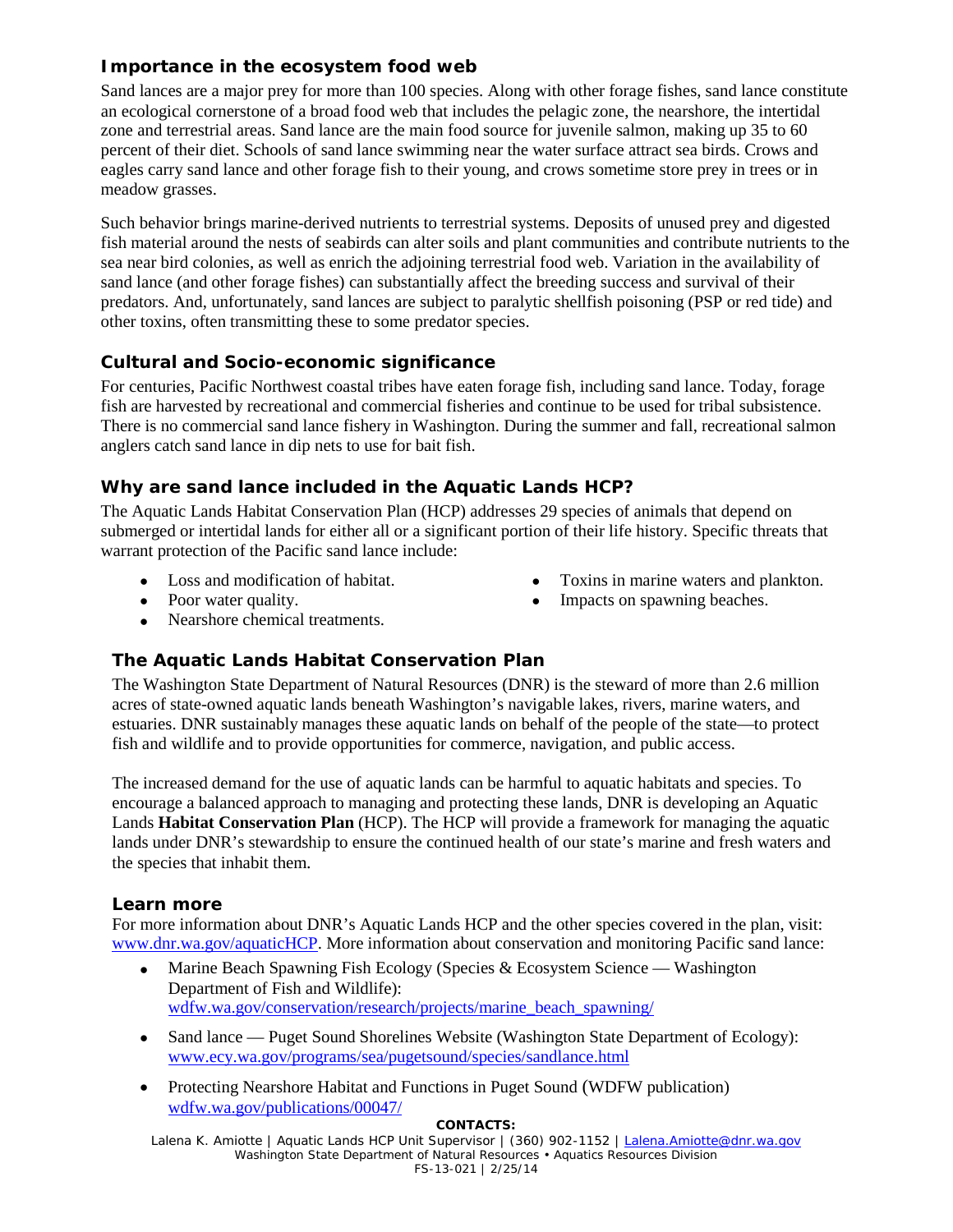## Importance in the ecosystem food web

Sand lances are a major prey for more than 100 species. Along with other forage fishes, sand lance constitute an ecological cornerstone of a broad food web that includes the pelagic zone, the nearshore, the intertidal zone and terrestrial areas. Sand lance are the main food source for juvenile salmon, making up 35 to 60 percent of their diet. Schools of sand lance swimming near the water surface attract sea birds. Crows and eagles carry sand lance and other forage fish to their young, and crows sometime store prey in trees or in meadow grasses.

Such behavior brings marine-derived nutrients to terrestrial systems. Deposits of unused prey and digested fish material around the nests of seabirds can alter soils and plant communities and contribute nutrients to the sea near bird colonies, as well as enrich the adjoining terrestrial food web. Variation in the availability of sand lance (and other forage fishes) can substantially affect the breeding success and survival of their predators. And, unfortunately, sand lances are subject to paralytic shellfish poisoning (PSP or red tide) and other toxins, often transmitting these to some predator species.

## Cultural and Socio-economic significance

For centuries, Pacific Northwest coastal tribes have eaten forage fish, including sand lance. Today, forage fish are harvested by recreational and commercial fisheries and continue to be used for tribal subsistence. There is no commercial sand lance fishery in Washington. During the summer and fall, recreational salmon anglers catch sand lance in dip nets to use for bait fish.

## Why are sand lance included in the Aquatic Lands HCP?

The Aquatic Lands Habitat Conservation Plan (HCP) addresses 29 species of animals that depend on submerged or intertidal lands for either all or a significant portion of their life history. Specific threats that warrant protection of the Pacific sand lance include:

- Loss and modification of habitat.
- Poor water quality.
- Nearshore chemical treatments.
- Toxins in marine waters and plankton.
- Impacts on spawning beaches.

## The Aquatic Lands Habitat Conservation Plan

The Washington State Department of Natural Resources (DNR) is the steward of more than 2.6 million acres of state-owned aquatic lands beneath Washington's navigable lakes, rivers, marine waters, and estuaries. DNR sustainably manages these aquatic lands on behalf of the people of the state—to protect fish and wildlife and to provide opportunities for commerce, navigation, and public access.

The increased demand for the use of aquatic lands can be harmful to aquatic habitats and species. To encourage a balanced approach to managing and protecting these lands, DNR is developing an Aquatic Lands **Habitat Conservation Plan** (HCP). The HCP will provide a framework for managing the aquatic lands under DNR's stewardship to ensure the continued health of our state's marine and fresh waters and the species that inhabit them.

## Learn more

For more information about DNR's Aquatic Lands HCP and the other species covered in the plan, visit: www.dnr.wa.gov/aquaticHCP. More information about conservation and monitoring Pacific sand lance:

- Marine Beach Spawning Fish Ecology (Species & Ecosystem Science — Washington Department of Fish and Wildlife): wdfw.wa.gov/conservation/research/projects/marine_beach_spawning/
- Sand lance — Puget Sound Shorelines Website (Washington State Department of Ecology): www.ecy.wa.gov/programs/sea/pugetsound/species/sandlance.html
- Protecting Nearshore Habitat and Functions in Puget Sound (WDFW publication) wdfw.wa.gov/publications/00047/

**CONTACTS:**

Lalena K. Amiotte | Aquatic Lands HCP Unit Supervisor | (360) 902-1152 | Lalena.Amiotte@dnr.wa.gov
Washington State Department of Natural Resources • Aquatics Resources Division
FS-13-021 | 2/25/14